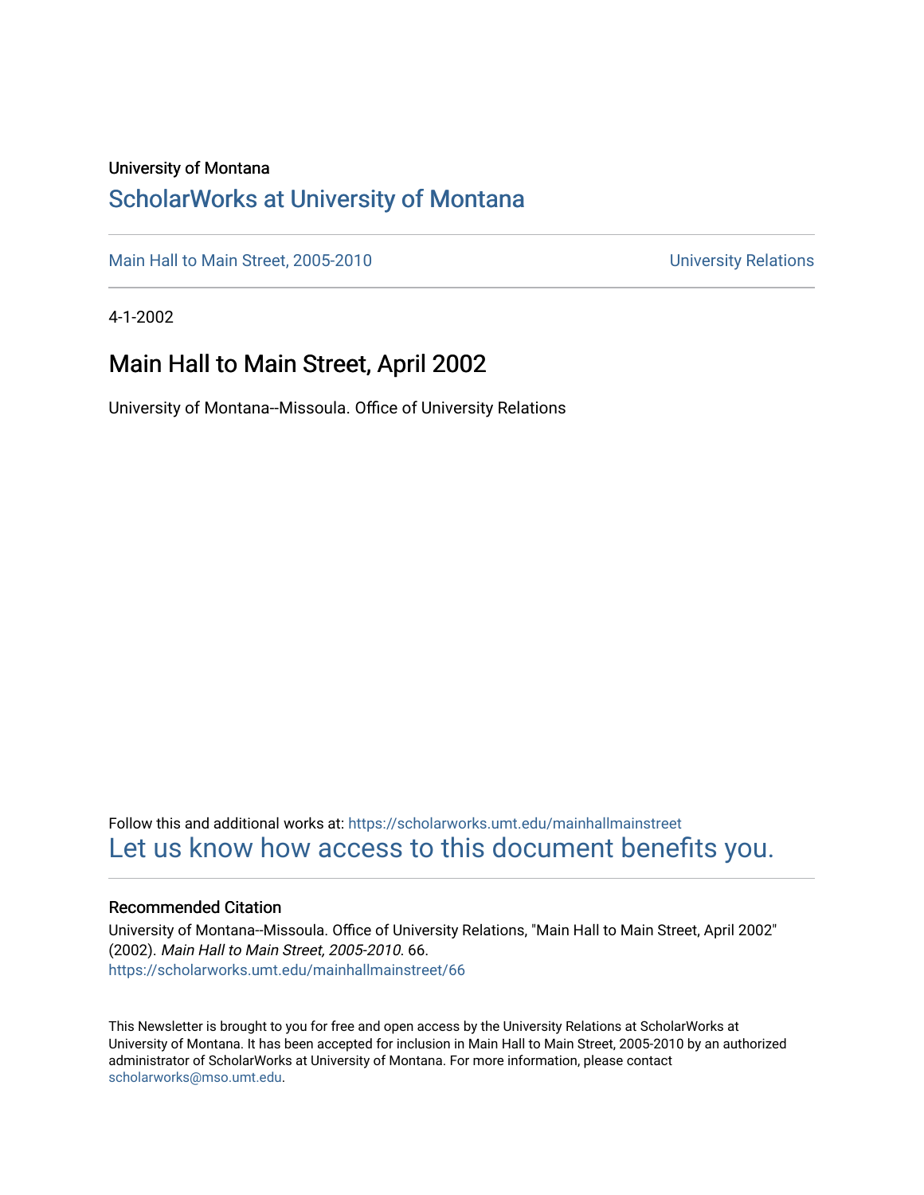University of Montana

# ScholarWorks at University of Montana

Main Hall to Main Street, 2005-2010 University Relations

4-1-2002

## Main Hall to Main Street, April 2002

University of Montana--Missoula. Office of University Relations

Follow this and additional works at: https://scholarworks.umt.edu/mainhallmainstreet

Let us know how access to this document benefits you.

### Recommended Citation

University of Montana--Missoula. Office of University Relations, "Main Hall to Main Street, April 2002" (2002). *Main Hall to Main Street, 2005-2010*. 66.
https://scholarworks.umt.edu/mainhallmainstreet/66

This Newsletter is brought to you for free and open access by the University Relations at ScholarWorks at University of Montana. It has been accepted for inclusion in Main Hall to Main Street, 2005-2010 by an authorized administrator of ScholarWorks at University of Montana. For more information, please contact scholarworks@mso.umt.edu.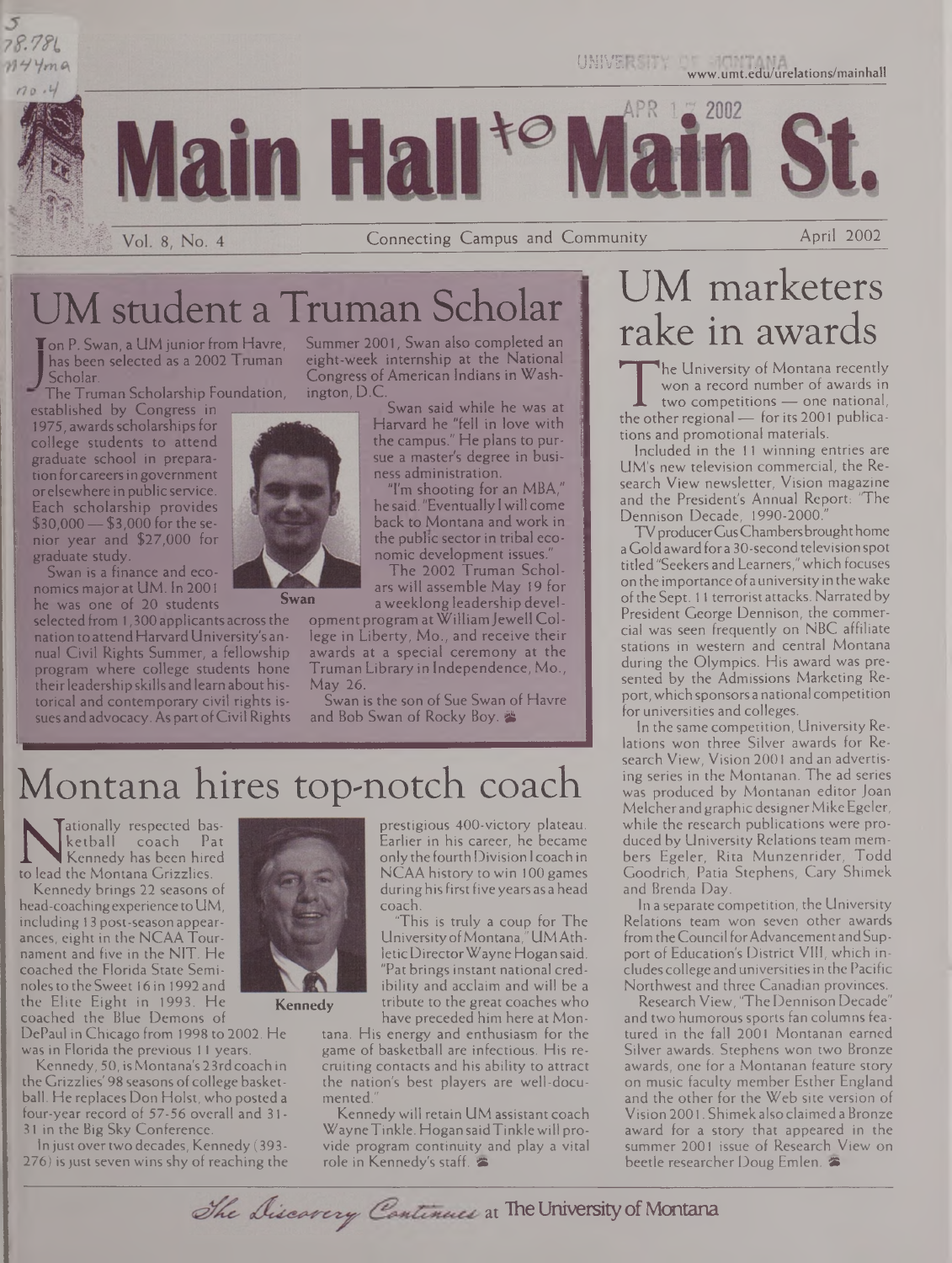# Main Hall to Main St.

Connecting Campus and Community

## UM student a Truman Scholar

Jon P. Swan, a UM junior from Havre, has been selected as a 2002 Truman Scholar.

The Truman Scholarship Foundation, established by Congress in 1975, awards scholarships for college students to attend graduate school in preparation for careers in government or elsewhere in public service. Each scholarship provides $30,000 — $3,000 for the senior year and $27,000 for graduate study.

Swan is a finance and economics major at UM. In 2001 he was one of 20 students selected from 1,300 applicants across the nation to attend Harvard University's annual Civil Rights Summer, a fellowship program where college students hone their leadership skills and learn about historical and contemporary civil rights issues and advocacy. As part of Civil Rights Summer 2001, Swan also completed an eight-week internship at the National Congress of American Indians in Washington, D.C.

Swan

Swan said while he was at Harvard he "fell in love with the campus." He plans to pursue a master's degree in business administration.

"I'm shooting for an MBA," he said. "Eventually I will come back to Montana and work in the public sector in tribal economic development issues."

The 2002 Truman Scholars will assemble May 19 for a weeklong leadership development program at William Jewell College in Liberty, Mo., and receive their awards at a special ceremony at the Truman Library in Independence, Mo., May 26.

Swan is the son of Sue Swan of Havre and Bob Swan of Rocky Boy.

## Montana hires top-notch coach

Nationally respected basketball coach Pat Kennedy has been hired to lead the Montana Grizzlies.

Kennedy brings 22 seasons of head-coaching experience to UM, including 13 post-season appearances, eight in the NCAA Tournament and five in the NIT. He coached the Florida State Seminoles to the Sweet 16 in 1992 and the Elite Eight in 1993. He coached the Blue Demons of DePaul in Chicago from 1998 to 2002. He was in Florida the previous 11 years.

Kennedy

Kennedy, 50, is Montana's 23rd coach in the Grizzlies' 98 seasons of college basketball. He replaces Don Holst, who posted a four-year record of 57-56 overall and 31-31 in the Big Sky Conference.

In just over two decades, Kennedy (393-276) is just seven wins shy of reaching the prestigious 400-victory plateau. Earlier in his career, he became only the fourth Division I coach in NCAA history to win 100 games during his first five years as a head coach.

"This is truly a coup for The University of Montana," UM Athletic Director Wayne Hogan said. "Pat brings instant national credibility and acclaim and will be a tribute to the great coaches who have preceded him here at Montana. His energy and enthusiasm for the game of basketball are infectious. His recruiting contacts and his ability to attract the nation's best players are well-documented."

Kennedy will retain UM assistant coach Wayne Tinkle. Hogan said Tinkle will provide program continuity and play a vital role in Kennedy's staff.

## UM marketers rake in awards

The University of Montana recently won a record number of awards in two competitions — one national, the other regional — for its 2001 publications and promotional materials.

Included in the 11 winning entries are UM's new television commercial, the Research View newsletter, Vision magazine and the President's Annual Report: "The Dennison Decade, 1990-2000."

TV producer Gus Chambers brought home a Gold award for a 30-second television spot titled "Seekers and Learners," which focuses on the importance of a university in the wake of the Sept. 11 terrorist attacks. Narrated by President George Dennison, the commercial was seen frequently on NBC affiliate stations in western and central Montana during the Olympics. His award was presented by the Admissions Marketing Report, which sponsors a national competition for universities and colleges.

In the same competition, University Relations won three Silver awards for Research View, Vision 2001 and an advertising series in the Montanan. The ad series was produced by Montanan editor Joan Melcher and graphic designer Mike Egeler, while the research publications were produced by University Relations team members Egeler, Rita Munzenrider, Todd Goodrich, Patia Stephens, Cary Shimek and Brenda Day.

In a separate competition, the University Relations team won seven other awards from the Council for Advancement and Support of Education's District VIII, which includes college and universities in the Pacific Northwest and three Canadian provinces.

Research View, "The Dennison Decade" and two humorous sports fan columns featured in the fall 2001 Montanan earned Silver awards. Stephens won two Bronze awards, one for a Montanan feature story on music faculty member Esther England and the other for the Web site version of Vision 2001. Shimek also claimed a Bronze award for a story that appeared in the summer 2001 issue of Research View on beetle researcher Doug Emlen.

*The Discovery Continues* at The University of Montana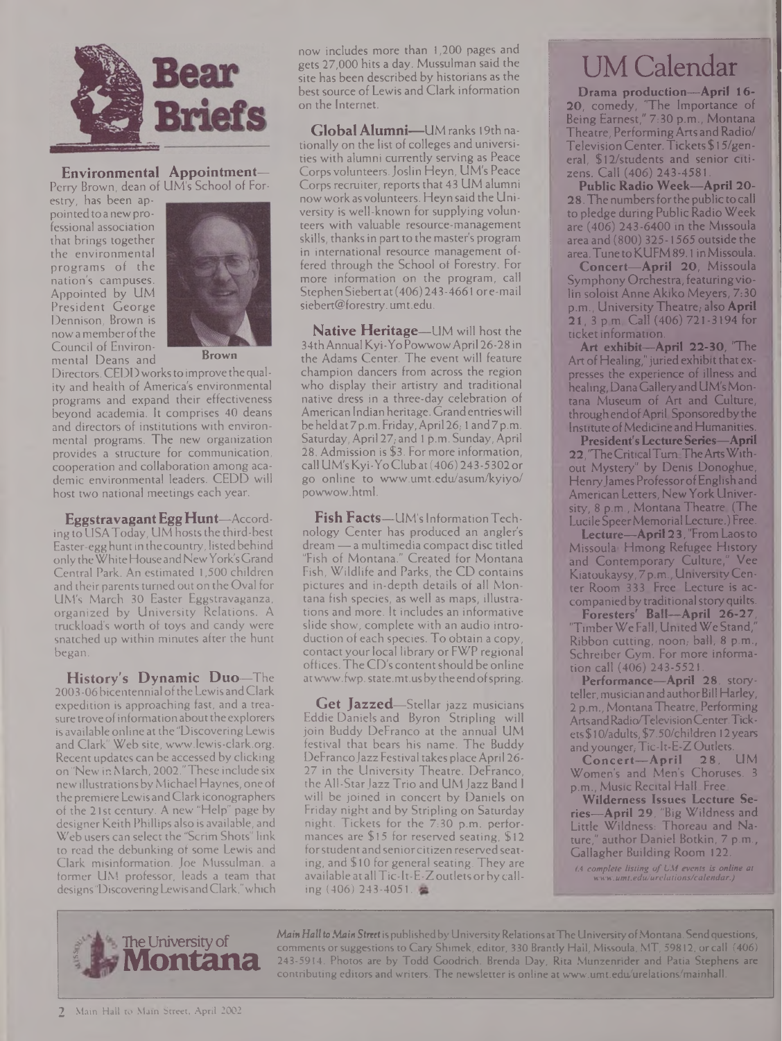# Bear Briefs

**Environmental Appointment**—Perry Brown, dean of UM's School of Forestry, has been appointed to a new professional association that brings together the environmental programs of the nation's campuses. Appointed by UM President George Dennison, Brown is now a member of the Council of Environmental Deans and Directors. CEDD works to improve the quality and health of America's environmental programs and expand their effectiveness beyond academia. It comprises 40 deans and directors of institutions with environmental programs. The new organization provides a structure for communication, cooperation and collaboration among academic environmental leaders. CEDD will host two national meetings each year.

Brown

**Eggstravagant Egg Hunt**—According to USA Today, UM hosts the third-best Easter-egg hunt in the country, listed behind only the White House and New York's Grand Central Park. An estimated 1,500 children and their parents turned out on the Oval for UM's March 30 Easter Eggstravaganza, organized by University Relations. A truckload's worth of toys and candy were snatched up within minutes after the hunt began.

**History's Dynamic Duo**—The 2003-06 bicentennial of the Lewis and Clark expedition is approaching fast, and a treasure trove of information about the explorers is available online at the "Discovering Lewis and Clark" Web site, www.lewis-clark.org. Recent updates can be accessed by clicking on "New in March, 2002." These include six new illustrations by Michael Haynes, one of the premiere Lewis and Clark iconographers of the 21st century. A new "Help" page by designer Keith Phillips also is available, and Web users can select the "Scrim Shots" link to read the debunking of some Lewis and Clark misinformation. Joe Mussulman, a former UM professor, leads a team that designs "Discovering Lewis and Clark," which now includes more than 1,200 pages and gets 27,000 hits a day. Mussulman said the site has been described by historians as the best source of Lewis and Clark information on the Internet.

**Global Alumni**—UM ranks 19th nationally on the list of colleges and universities with alumni currently serving as Peace Corps volunteers. Joslin Heyn, UM's Peace Corps recruiter, reports that 43 UM alumni now work as volunteers. Heyn said the University is well-known for supplying volunteers with valuable resource-management skills, thanks in part to the master's program in international resource management offered through the School of Forestry. For more information on the program, call Stephen Siebert at (406) 243-4661 or e-mail siebert@forestry.umt.edu.

**Native Heritage**—UM will host the 34th Annual Kyi-Yo Powwow April 26-28 in the Adams Center. The event will feature champion dancers from across the region who display their artistry and traditional native dress in a three-day celebration of American Indian heritage. Grand entries will be held at 7 p.m. Friday, April 26; 1 and 7 p.m. Saturday, April 27; and 1 p.m. Sunday, April 28. Admission is $3. For more information, call UM's Kyi-Yo Club at (406) 243-5302 or go online to www.umt.edu/asum/kyiyo/powwow.html.

**Fish Facts**—UM's Information Technology Center has produced an angler's dream — a multimedia compact disc titled "Fish of Montana." Created for Montana Fish, Wildlife and Parks, the CD contains pictures and in-depth details of all Montana fish species, as well as maps, illustrations and more. It includes an informative slide show, complete with an audio introduction of each species. To obtain a copy, contact your local library or FWP regional offices. The CD's content should be online at www.fwp.state.mt.us by the end of spring.

**Get Jazzed**—Stellar jazz musicians Eddie Daniels and Byron Stripling will join Buddy DeFranco at the annual UM festival that bears his name. The Buddy DeFranco Jazz Festival takes place April 26-27 in the University Theatre. DeFranco, the All-Star Jazz Trio and UM Jazz Band I will be joined in concert by Daniels on Friday night and by Stripling on Saturday night. Tickets for the 7:30 p.m. performances are $15 for reserved seating, $12 for student and senior citizen reserved seating, and $10 for general seating. They are available at all Tic-It-E-Z outlets or by calling (406) 243-4051.

# UM Calendar

**Drama production—April 16-20**, comedy, "The Importance of Being Earnest," 7:30 p.m., Montana Theatre, Performing Arts and Radio/Television Center. Tickets $15/general, $12/students and senior citizens. Call (406) 243-4581.

**Public Radio Week—April 20-28**. The numbers for the public to call to pledge during Public Radio Week are (406) 243-6400 in the Missoula area and (800) 325-1565 outside the area. Tune to KUFM 89.1 in Missoula.

**Concert—April 20**, Missoula Symphony Orchestra, featuring violin soloist Anne Akiko Meyers, 7:30 p.m., University Theatre; also **April 21**, 3 p.m. Call (406) 721-3194 for ticket information.

**Art exhibit—April 22-30**, "The Art of Healing," juried exhibit that expresses the experience of illness and healing, Dana Gallery and UM's Montana Museum of Art and Culture, through end of April. Sponsored by the Institute of Medicine and Humanities.

**President's Lecture Series—April 22**, "The Critical Turn: The Arts Without Mystery" by Denis Donoghue, Henry James Professor of English and American Letters, New York University, 8 p.m., Montana Theatre. (The Lucile Speer Memorial Lecture.) Free.

**Lecture—April 23**, "From Laos to Missoula: Hmong Refugee History and Contemporary Culture," Vee Kiatoukaysy, 7 p.m., University Center Room 333. Free. Lecture is accompanied by traditional story quilts.

**Foresters' Ball—April 26-27**, "Timber We Fall, United We Stand," Ribbon cutting, noon; ball, 8 p.m., Schreiber Gym. For more information call (406) 243-5521.

**Performance—April 28**, storyteller, musician and author Bill Harley, 2 p.m., Montana Theatre, Performing Arts and Radio/Television Center. Tickets $10/adults, $7.50/children 12 years and younger; Tic-It-E-Z Outlets.

**Concert—April 28**, UM Women's and Men's Choruses, 3 p.m., Music Recital Hall. Free.

**Wilderness Issues Lecture Series—April 29**, "Big Wildness and Little Wildness: Thoreau and Nature," author Daniel Botkin, 7 p.m., Gallagher Building Room 122.

*(A complete listing of UM events is online at www.umt.edu/urelations/calendar.)*

The University of Montana

*Main Hall to Main Street* is published by University Relations at The University of Montana. Send questions, comments or suggestions to Cary Shimek, editor, 330 Brantly Hall, Missoula, MT, 59812, or call (406) 243-5914. Photos are by Todd Goodrich. Brenda Day, Rita Munzenrider and Patia Stephens are contributing editors and writers. The newsletter is online at www.umt.edu/urelations/mainhall.